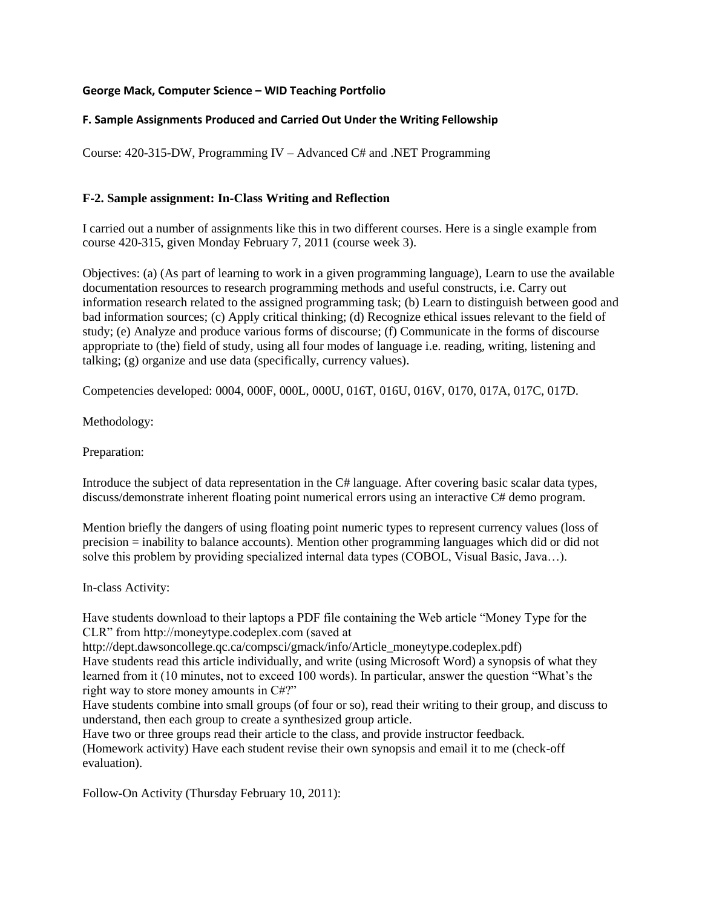**George Mack, Computer Science – WID Teaching Portfolio**

**F. Sample Assignments Produced and Carried Out Under the Writing Fellowship**

Course: 420-315-DW, Programming IV – Advanced C# and .NET Programming

## F-2. Sample assignment: In-Class Writing and Reflection

I carried out a number of assignments like this in two different courses. Here is a single example from course 420-315, given Monday February 7, 2011 (course week 3).

Objectives: (a) (As part of learning to work in a given programming language), Learn to use the available documentation resources to research programming methods and useful constructs, i.e. Carry out information research related to the assigned programming task; (b) Learn to distinguish between good and bad information sources; (c) Apply critical thinking; (d) Recognize ethical issues relevant to the field of study; (e) Analyze and produce various forms of discourse; (f) Communicate in the forms of discourse appropriate to (the) field of study, using all four modes of language i.e. reading, writing, listening and talking; (g) organize and use data (specifically, currency values).

Competencies developed: 0004, 000F, 000L, 000U, 016T, 016U, 016V, 0170, 017A, 017C, 017D.

Methodology:

Preparation:

Introduce the subject of data representation in the C# language. After covering basic scalar data types, discuss/demonstrate inherent floating point numerical errors using an interactive C# demo program.

Mention briefly the dangers of using floating point numeric types to represent currency values (loss of precision = inability to balance accounts). Mention other programming languages which did or did not solve this problem by providing specialized internal data types (COBOL, Visual Basic, Java…).

In-class Activity:

Have students download to their laptops a PDF file containing the Web article "Money Type for the CLR" from http://moneytype.codeplex.com (saved at http://dept.dawsoncollege.qc.ca/compsci/gmack/info/Article_moneytype.codeplex.pdf)

Have students read this article individually, and write (using Microsoft Word) a synopsis of what they learned from it (10 minutes, not to exceed 100 words). In particular, answer the question "What's the right way to store money amounts in C#?"

Have students combine into small groups (of four or so), read their writing to their group, and discuss to understand, then each group to create a synthesized group article.

Have two or three groups read their article to the class, and provide instructor feedback.

(Homework activity) Have each student revise their own synopsis and email it to me (check-off evaluation).

Follow-On Activity (Thursday February 10, 2011):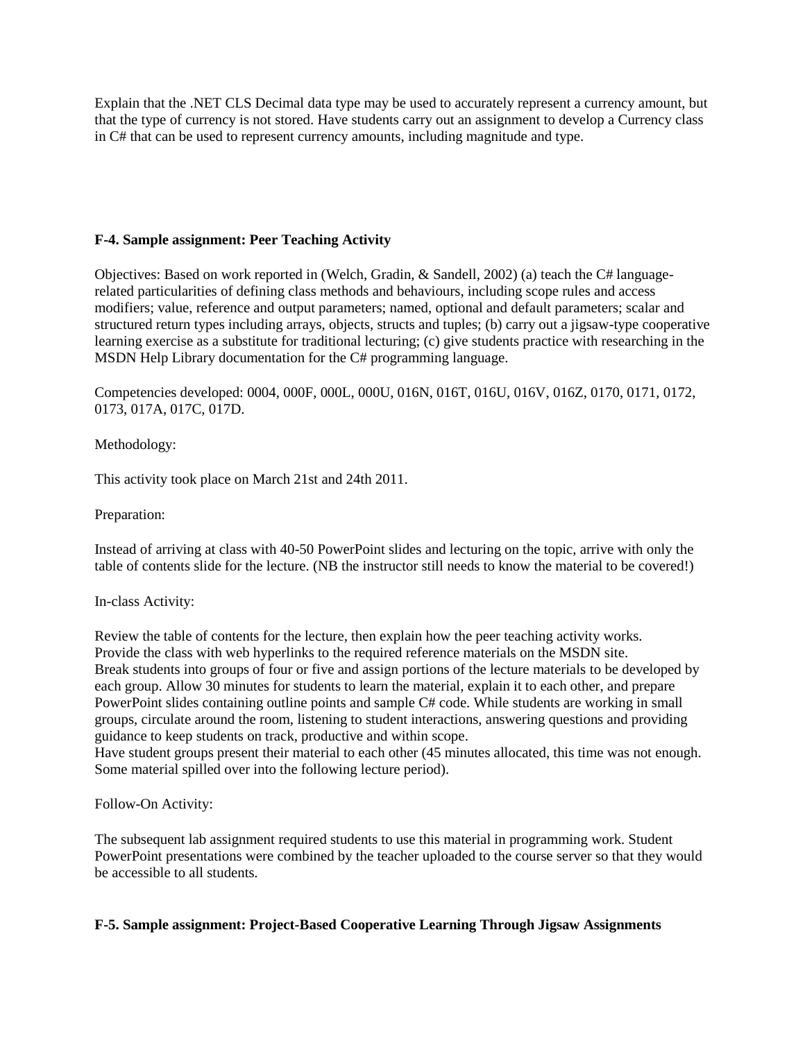Explain that the .NET CLS Decimal data type may be used to accurately represent a currency amount, but that the type of currency is not stored. Have students carry out an assignment to develop a Currency class in C# that can be used to represent currency amounts, including magnitude and type.

**F-4. Sample assignment: Peer Teaching Activity**

Objectives: Based on work reported in (Welch, Gradin, & Sandell, 2002) (a) teach the C# language-related particularities of defining class methods and behaviours, including scope rules and access modifiers; value, reference and output parameters; named, optional and default parameters; scalar and structured return types including arrays, objects, structs and tuples; (b) carry out a jigsaw-type cooperative learning exercise as a substitute for traditional lecturing; (c) give students practice with researching in the MSDN Help Library documentation for the C# programming language.

Competencies developed: 0004, 000F, 000L, 000U, 016N, 016T, 016U, 016V, 016Z, 0170, 0171, 0172, 0173, 017A, 017C, 017D.

Methodology:

This activity took place on March 21st and 24th 2011.

Preparation:

Instead of arriving at class with 40-50 PowerPoint slides and lecturing on the topic, arrive with only the table of contents slide for the lecture. (NB the instructor still needs to know the material to be covered!)

In-class Activity:

Review the table of contents for the lecture, then explain how the peer teaching activity works.
Provide the class with web hyperlinks to the required reference materials on the MSDN site.
Break students into groups of four or five and assign portions of the lecture materials to be developed by each group. Allow 30 minutes for students to learn the material, explain it to each other, and prepare PowerPoint slides containing outline points and sample C# code. While students are working in small groups, circulate around the room, listening to student interactions, answering questions and providing guidance to keep students on track, productive and within scope.
Have student groups present their material to each other (45 minutes allocated, this time was not enough. Some material spilled over into the following lecture period).

Follow-On Activity:

The subsequent lab assignment required students to use this material in programming work. Student PowerPoint presentations were combined by the teacher uploaded to the course server so that they would be accessible to all students.

**F-5. Sample assignment: Project-Based Cooperative Learning Through Jigsaw Assignments**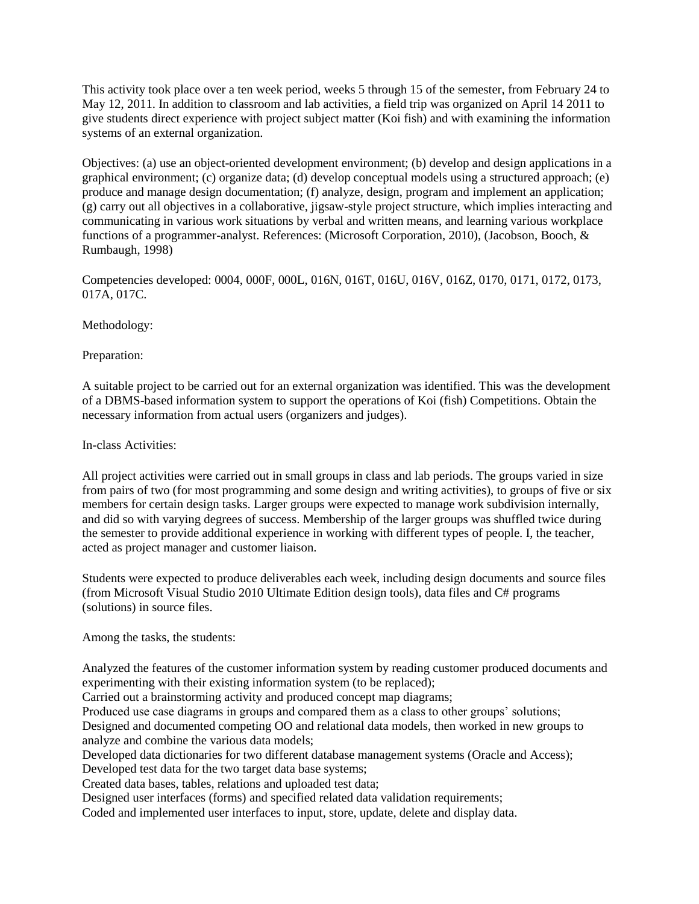This activity took place over a ten week period, weeks 5 through 15 of the semester, from February 24 to May 12, 2011. In addition to classroom and lab activities, a field trip was organized on April 14 2011 to give students direct experience with project subject matter (Koi fish) and with examining the information systems of an external organization.

Objectives: (a) use an object-oriented development environment; (b) develop and design applications in a graphical environment; (c) organize data; (d) develop conceptual models using a structured approach; (e) produce and manage design documentation; (f) analyze, design, program and implement an application; (g) carry out all objectives in a collaborative, jigsaw-style project structure, which implies interacting and communicating in various work situations by verbal and written means, and learning various workplace functions of a programmer-analyst. References: (Microsoft Corporation, 2010), (Jacobson, Booch, & Rumbaugh, 1998)

Competencies developed: 0004, 000F, 000L, 016N, 016T, 016U, 016V, 016Z, 0170, 0171, 0172, 0173, 017A, 017C.

Methodology:

Preparation:

A suitable project to be carried out for an external organization was identified. This was the development of a DBMS-based information system to support the operations of Koi (fish) Competitions. Obtain the necessary information from actual users (organizers and judges).

In-class Activities:

All project activities were carried out in small groups in class and lab periods. The groups varied in size from pairs of two (for most programming and some design and writing activities), to groups of five or six members for certain design tasks. Larger groups were expected to manage work subdivision internally, and did so with varying degrees of success. Membership of the larger groups was shuffled twice during the semester to provide additional experience in working with different types of people. I, the teacher, acted as project manager and customer liaison.

Students were expected to produce deliverables each week, including design documents and source files (from Microsoft Visual Studio 2010 Ultimate Edition design tools), data files and C# programs (solutions) in source files.

Among the tasks, the students:

Analyzed the features of the customer information system by reading customer produced documents and experimenting with their existing information system (to be replaced);
Carried out a brainstorming activity and produced concept map diagrams;
Produced use case diagrams in groups and compared them as a class to other groups' solutions;
Designed and documented competing OO and relational data models, then worked in new groups to analyze and combine the various data models;
Developed data dictionaries for two different database management systems (Oracle and Access);
Developed test data for the two target data base systems;
Created data bases, tables, relations and uploaded test data;
Designed user interfaces (forms) and specified related data validation requirements;
Coded and implemented user interfaces to input, store, update, delete and display data.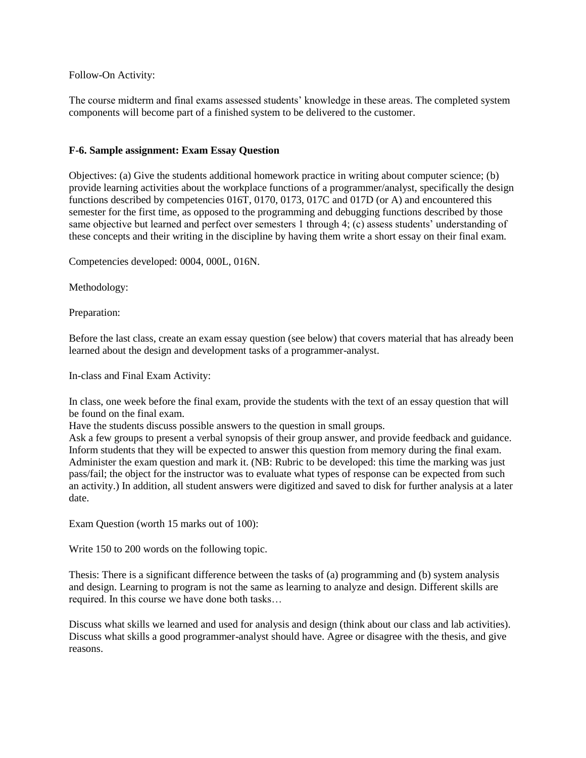Follow-On Activity:

The course midterm and final exams assessed students' knowledge in these areas. The completed system components will become part of a finished system to be delivered to the customer.

**F-6. Sample assignment: Exam Essay Question**

Objectives: (a) Give the students additional homework practice in writing about computer science; (b) provide learning activities about the workplace functions of a programmer/analyst, specifically the design functions described by competencies 016T, 0170, 0173, 017C and 017D (or A) and encountered this semester for the first time, as opposed to the programming and debugging functions described by those same objective but learned and perfect over semesters 1 through 4; (c) assess students' understanding of these concepts and their writing in the discipline by having them write a short essay on their final exam.

Competencies developed: 0004, 000L, 016N.

Methodology:

Preparation:

Before the last class, create an exam essay question (see below) that covers material that has already been learned about the design and development tasks of a programmer-analyst.

In-class and Final Exam Activity:

In class, one week before the final exam, provide the students with the text of an essay question that will be found on the final exam.
Have the students discuss possible answers to the question in small groups.
Ask a few groups to present a verbal synopsis of their group answer, and provide feedback and guidance.
Inform students that they will be expected to answer this question from memory during the final exam.
Administer the exam question and mark it. (NB: Rubric to be developed: this time the marking was just pass/fail; the object for the instructor was to evaluate what types of response can be expected from such an activity.) In addition, all student answers were digitized and saved to disk for further analysis at a later date.

Exam Question (worth 15 marks out of 100):

Write 150 to 200 words on the following topic.

Thesis: There is a significant difference between the tasks of (a) programming and (b) system analysis and design. Learning to program is not the same as learning to analyze and design. Different skills are required. In this course we have done both tasks…

Discuss what skills we learned and used for analysis and design (think about our class and lab activities). Discuss what skills a good programmer-analyst should have. Agree or disagree with the thesis, and give reasons.